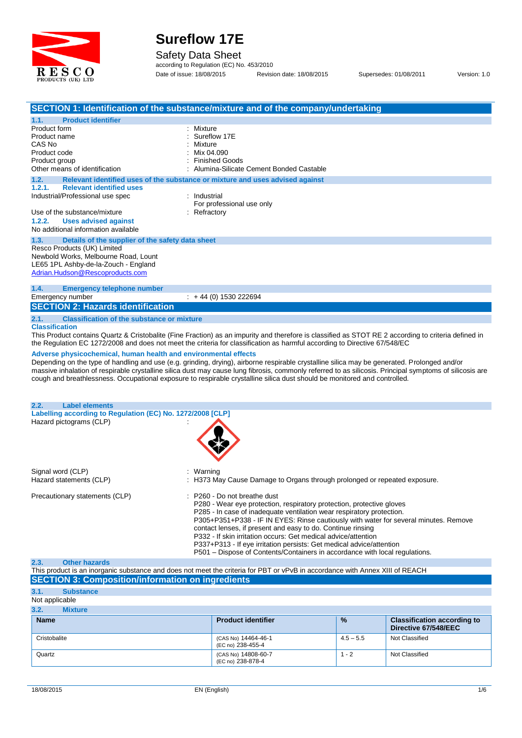# Sureflow 17E

Safety Data Sheet

according to Regulation (EC) No. 453/2010

Date of issue: 18/08/2015 Revision date: 18/08/2015 Supersedes: 01/08/2011 Version: 1.0

## SECTION 1: Identification of the substance/mixture and of the company/undertaking

### 1.1. Product identifier

Product form : Mixture
Product name : Sureflow 17E
CAS No : Mixture
Product code : Mix 04.090
Product group : Finished Goods
Other means of identification : Alumina-Silicate Cement Bonded Castable

### 1.2. Relevant identified uses of the substance or mixture and uses advised against

#### 1.2.1. Relevant identified uses

Industrial/Professional use spec : Industrial
For professional use only

Use of the substance/mixture : Refractory

#### 1.2.2. Uses advised against

No additional information available

### 1.3. Details of the supplier of the safety data sheet

Resco Products (UK) Limited
Newbold Works, Melbourne Road, Lount
LE65 1PL Ashby-de-la-Zouch - England
Adrian.Hudson@Rescoproducts.com

### 1.4. Emergency telephone number

Emergency number : + 44 (0) 1530 222694

## SECTION 2: Hazards identification

### 2.1. Classification of the substance or mixture

**Classification**

This Product contains Quartz & Cristobalite (Fine Fraction) as an impurity and therefore is classified as STOT RE 2 according to criteria defined in the Regulation EC 1272/2008 and does not meet the criteria for classification as harmful according to Directive 67/548/EC

**Adverse physicochemical, human health and environmental effects**

Depending on the type of handling and use (e.g. grinding, drying), airborne respirable crystalline silica may be generated. Prolonged and/or massive inhalation of respirable crystalline silica dust may cause lung fibrosis, commonly referred to as silicosis. Principal symptoms of silicosis are cough and breathlessness. Occupational exposure to respirable crystalline silica dust should be monitored and controlled.

### 2.2. Label elements

**Labelling according to Regulation (EC) No. 1272/2008 [CLP]**

Hazard pictograms (CLP) :

Signal word (CLP) : Warning

Hazard statements (CLP) : H373 May Cause Damage to Organs through prolonged or repeated exposure.

Precautionary statements (CLP) : P260 - Do not breathe dust
P280 - Wear eye protection, respiratory protection, protective gloves
P285 - In case of inadequate ventilation wear respiratory protection.
P305+P351+P338 - IF IN EYES: Rinse cautiously with water for several minutes. Remove contact lenses, if present and easy to do. Continue rinsing
P332 - If skin irritation occurs: Get medical advice/attention
P337+P313 - If eye irritation persists: Get medical advice/attention
P501 – Dispose of Contents/Containers in accordance with local regulations.

### 2.3. Other hazards

This product is an inorganic substance and does not meet the criteria for PBT or vPvB in accordance with Annex XIII of REACH

## SECTION 3: Composition/information on ingredients

### 3.1. Substance

Not applicable

### 3.2. Mixture

| Name | Product identifier | % | Classification according to Directive 67/548/EEC |
|---|---|---|---|
| Cristobalite | (CAS No) 14464-46-1<br>(EC no) 238-455-4 | 4.5 – 5.5 | Not Classified |
| Quartz | (CAS No) 14808-60-7<br>(EC no) 238-878-4 | 1 - 2 | Not Classified |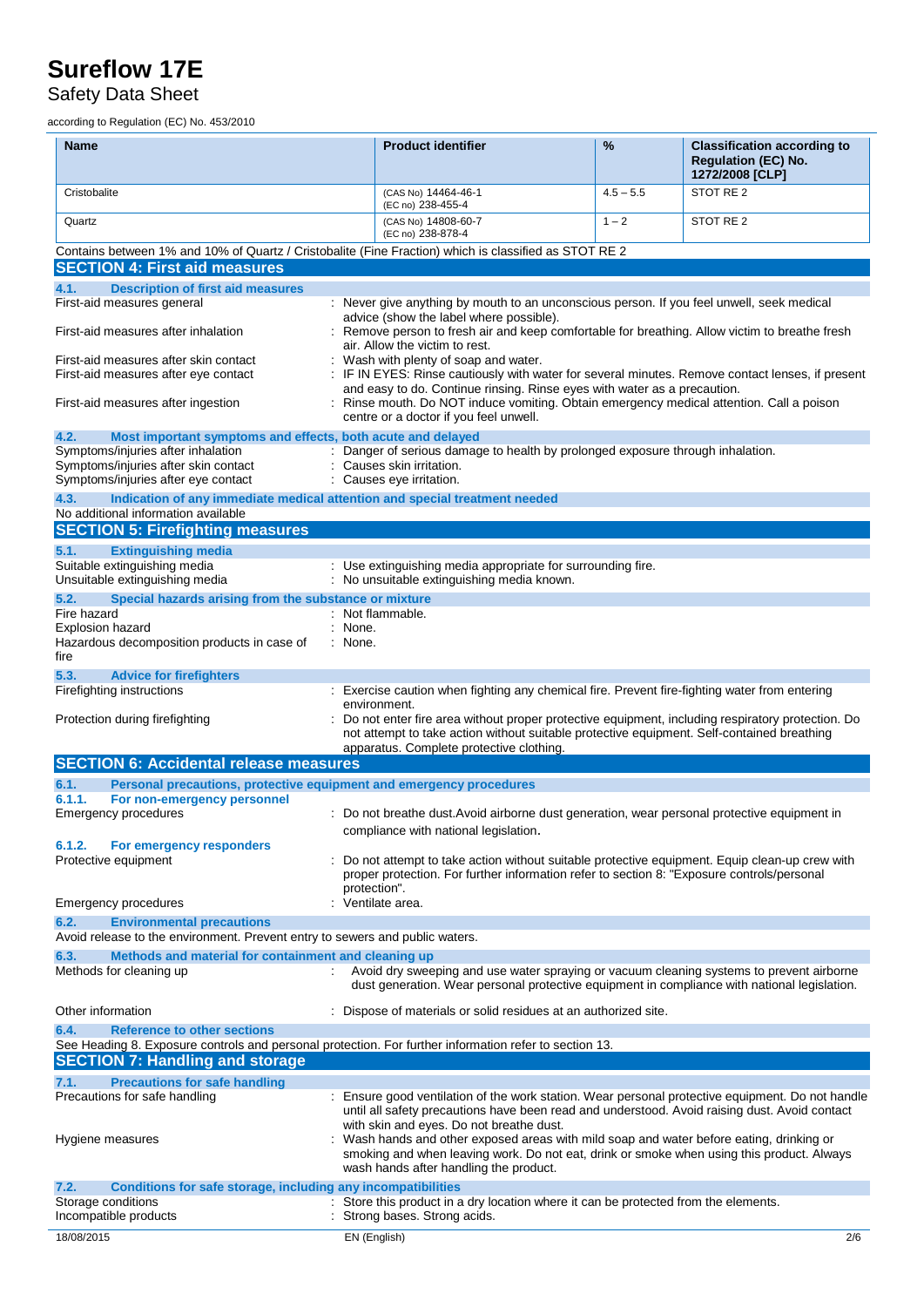| Name | Product identifier | % | Classification according to Regulation (EC) No. 1272/2008 [CLP] |
|---|---|---|---|
| Cristobalite | (CAS No) 14464-46-1<br>(EC no) 238-455-4 | 4.5 – 5.5 | STOT RE 2 |
| Quartz | (CAS No) 14808-60-7<br>(EC no) 238-878-4 | 1 – 2 | STOT RE 2 |

Contains between 1% and 10% of Quartz / Cristobalite (Fine Fraction) which is classified as STOT RE 2

## SECTION 4: First aid measures

### 4.1. Description of first aid measures

First-aid measures general : Never give anything by mouth to an unconscious person. If you feel unwell, seek medical advice (show the label where possible).

First-aid measures after inhalation : Remove person to fresh air and keep comfortable for breathing. Allow victim to breathe fresh air. Allow the victim to rest.

First-aid measures after skin contact : Wash with plenty of soap and water.

First-aid measures after eye contact : IF IN EYES: Rinse cautiously with water for several minutes. Remove contact lenses, if present and easy to do. Continue rinsing. Rinse eyes with water as a precaution.

First-aid measures after ingestion : Rinse mouth. Do NOT induce vomiting. Obtain emergency medical attention. Call a poison centre or a doctor if you feel unwell.

### 4.2. Most important symptoms and effects, both acute and delayed

Symptoms/injuries after inhalation : Danger of serious damage to health by prolonged exposure through inhalation.

Symptoms/injuries after skin contact : Causes skin irritation.

Symptoms/injuries after eye contact : Causes eye irritation.

### 4.3. Indication of any immediate medical attention and special treatment needed

No additional information available

## SECTION 5: Firefighting measures

### 5.1. Extinguishing media

Suitable extinguishing media : Use extinguishing media appropriate for surrounding fire.

Unsuitable extinguishing media : No unsuitable extinguishing media known.

### 5.2. Special hazards arising from the substance or mixture

Fire hazard : Not flammable.

Explosion hazard : None.

Hazardous decomposition products in case of fire : None.

### 5.3. Advice for firefighters

Firefighting instructions : Exercise caution when fighting any chemical fire. Prevent fire-fighting water from entering environment.

Protection during firefighting : Do not enter fire area without proper protective equipment, including respiratory protection. Do not attempt to take action without suitable protective equipment. Self-contained breathing apparatus. Complete protective clothing.

## SECTION 6: Accidental release measures

### 6.1. Personal precautions, protective equipment and emergency procedures

#### 6.1.1. For non-emergency personnel

Emergency procedures : Do not breathe dust.Avoid airborne dust generation, wear personal protective equipment in compliance with national legislation.

#### 6.1.2. For emergency responders

Protective equipment : Do not attempt to take action without suitable protective equipment. Equip clean-up crew with proper protection. For further information refer to section 8: "Exposure controls/personal protection".

Emergency procedures : Ventilate area.

### 6.2. Environmental precautions

Avoid release to the environment. Prevent entry to sewers and public waters.

### 6.3. Methods and material for containment and cleaning up

Methods for cleaning up : Avoid dry sweeping and use water spraying or vacuum cleaning systems to prevent airborne dust generation. Wear personal protective equipment in compliance with national legislation.

Other information : Dispose of materials or solid residues at an authorized site.

### 6.4. Reference to other sections

See Heading 8. Exposure controls and personal protection. For further information refer to section 13.

## SECTION 7: Handling and storage

### 7.1. Precautions for safe handling

Precautions for safe handling : Ensure good ventilation of the work station. Wear personal protective equipment. Do not handle until all safety precautions have been read and understood. Avoid raising dust. Avoid contact with skin and eyes. Do not breathe dust.

Hygiene measures : Wash hands and other exposed areas with mild soap and water before eating, drinking or smoking and when leaving work. Do not eat, drink or smoke when using this product. Always wash hands after handling the product.

### 7.2. Conditions for safe storage, including any incompatibilities

Storage conditions : Store this product in a dry location where it can be protected from the elements.

Incompatible products : Strong bases. Strong acids.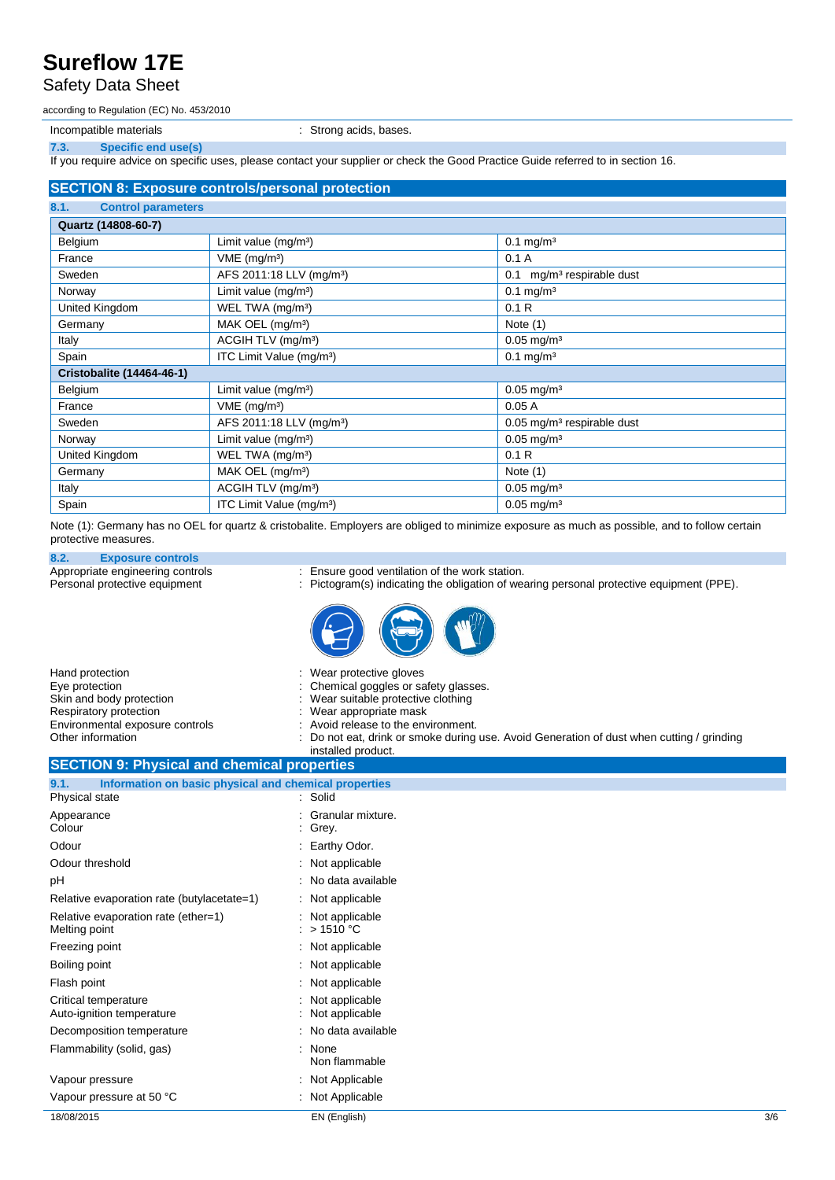Incompatible materials : Strong acids, bases.

### 7.3. Specific end use(s)

If you require advice on specific uses, please contact your supplier or check the Good Practice Guide referred to in section 16.

## SECTION 8: Exposure controls/personal protection

### 8.1. Control parameters

| Quartz (14808-60-7) | | |
|---|---|---|
| Belgium | Limit value (mg/m³) | 0.1 mg/m³ |
| France | VME (mg/m³) | 0.1 A |
| Sweden | AFS 2011:18 LLV (mg/m³) | 0.1 mg/m³ respirable dust |
| Norway | Limit value (mg/m³) | 0.1 mg/m³ |
| United Kingdom | WEL TWA (mg/m³) | 0.1 R |
| Germany | MAK OEL (mg/m³) | Note (1) |
| Italy | ACGIH TLV (mg/m³) | 0.05 mg/m³ |
| Spain | ITC Limit Value (mg/m³) | 0.1 mg/m³ |
| **Cristobalite (14464-46-1)** | | |
| Belgium | Limit value (mg/m³) | 0.05 mg/m³ |
| France | VME (mg/m³) | 0.05 A |
| Sweden | AFS 2011:18 LLV (mg/m³) | 0.05 mg/m³ respirable dust |
| Norway | Limit value (mg/m³) | 0.05 mg/m³ |
| United Kingdom | WEL TWA (mg/m³) | 0.1 R |
| Germany | MAK OEL (mg/m³) | Note (1) |
| Italy | ACGIH TLV (mg/m³) | 0.05 mg/m³ |
| Spain | ITC Limit Value (mg/m³) | 0.05 mg/m³ |

Note (1): Germany has no OEL for quartz & cristobalite. Employers are obliged to minimize exposure as much as possible, and to follow certain protective measures.

### 8.2. Exposure controls

Appropriate engineering controls : Ensure good ventilation of the work station.

Personal protective equipment : Pictogram(s) indicating the obligation of wearing personal protective equipment (PPE).

Hand protection : Wear protective gloves

Eye protection : Chemical goggles or safety glasses.

Skin and body protection : Wear suitable protective clothing

Respiratory protection : Wear appropriate mask

Environmental exposure controls : Avoid release to the environment.

Other information : Do not eat, drink or smoke during use. Avoid Generation of dust when cutting / grinding installed product.

## SECTION 9: Physical and chemical properties

### 9.1. Information on basic physical and chemical properties

Physical state : Solid

Appearance : Granular mixture.

Colour : Grey.

Odour : Earthy Odor.

Odour threshold : Not applicable

pH : No data available

Relative evaporation rate (butylacetate=1) : Not applicable

Relative evaporation rate (ether=1) : Not applicable

Melting point : > 1510 °C

Freezing point : Not applicable

Boiling point : Not applicable

Flash point : Not applicable

Critical temperature : Not applicable

Auto-ignition temperature : Not applicable

Decomposition temperature : No data available

Flammability (solid, gas) : None
Non flammable

Vapour pressure : Not Applicable

Vapour pressure at 50 °C : Not Applicable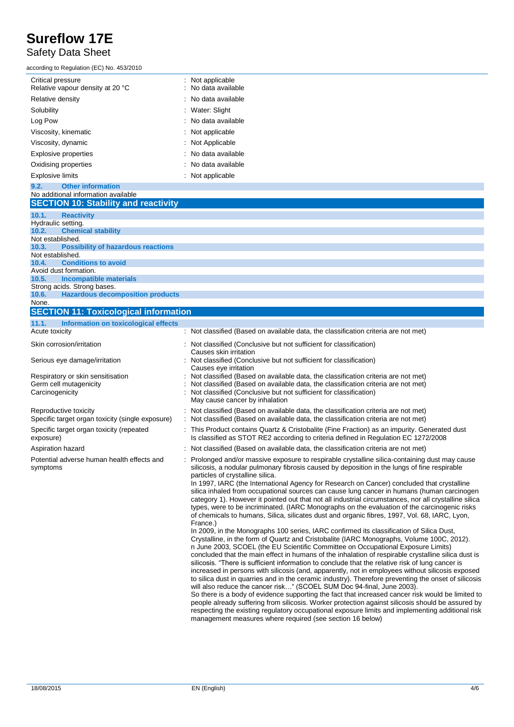| | |
|---|---|
| Critical pressure | : Not applicable |
| Relative vapour density at 20 °C | : No data available |
| Relative density | : No data available |
| Solubility | : Water: Slight |
| Log Pow | : No data available |
| Viscosity, kinematic | : Not applicable |
| Viscosity, dynamic | : Not Applicable |
| Explosive properties | : No data available |
| Oxidising properties | : No data available |
| Explosive limits | : Not applicable |

### 9.2. Other information

No additional information available

## SECTION 10: Stability and reactivity

### 10.1. Reactivity

Hydraulic setting.

### 10.2. Chemical stability

Not established.

### 10.3. Possibility of hazardous reactions

Not established.

### 10.4. Conditions to avoid

Avoid dust formation.

### 10.5. Incompatible materials

Strong acids. Strong bases.

### 10.6. Hazardous decomposition products

None.

## SECTION 11: Toxicological information

### 11.1. Information on toxicological effects

| | |
|---|---|
| Acute toxicity | : Not classified (Based on available data, the classification criteria are not met) |
| Skin corrosion/irritation | : Not classified (Conclusive but not sufficient for classification)<br>Causes skin irritation |
| Serious eye damage/irritation | : Not classified (Conclusive but not sufficient for classification)<br>Causes eye irritation |
| Respiratory or skin sensitisation | : Not classified (Based on available data, the classification criteria are not met) |
| Germ cell mutagenicity | : Not classified (Based on available data, the classification criteria are not met) |
| Carcinogenicity | : Not classified (Conclusive but not sufficient for classification)<br>May cause cancer by inhalation |
| Reproductive toxicity | : Not classified (Based on available data, the classification criteria are not met) |
| Specific target organ toxicity (single exposure) | : Not classified (Based on available data, the classification criteria are not met) |
| Specific target organ toxicity (repeated exposure) | : This Product contains Quartz & Cristobalite (Fine Fraction) as an impurity. Generated dust Is classified as STOT RE2 according to criteria defined in Regulation EC 1272/2008 |
| Aspiration hazard | : Not classified (Based on available data, the classification criteria are not met) |
| Potential adverse human health effects and symptoms | : Prolonged and/or massive exposure to respirable crystalline silica-containing dust may cause silicosis, a nodular pulmonary fibrosis caused by deposition in the lungs of fine respirable particles of crystalline silica.<br>In 1997, IARC (the International Agency for Research on Cancer) concluded that crystalline silica inhaled from occupational sources can cause lung cancer in humans (human carcinogen category 1). However it pointed out that not all industrial circumstances, nor all crystalline silica types, were to be incriminated. (IARC Monographs on the evaluation of the carcinogenic risks of chemicals to humans, Silica, silicates dust and organic fibres, 1997, Vol. 68, IARC, Lyon, France.)<br>In 2009, in the Monographs 100 series, IARC confirmed its classification of Silica Dust, Crystalline, in the form of Quartz and Cristobalite (IARC Monographs, Volume 100C, 2012).<br>n June 2003, SCOEL (the EU Scientific Committee on Occupational Exposure Limits) concluded that the main effect in humans of the inhalation of respirable crystalline silica dust is silicosis. "There is sufficient information to conclude that the relative risk of lung cancer is increased in persons with silicosis (and, apparently, not in employees without silicosis exposed to silica dust in quarries and in the ceramic industry). Therefore preventing the onset of silicosis will also reduce the cancer risk…" (SCOEL SUM Doc 94-final, June 2003).<br>So there is a body of evidence supporting the fact that increased cancer risk would be limited to people already suffering from silicosis. Worker protection against silicosis should be assured by respecting the existing regulatory occupational exposure limits and implementing additional risk management measures where required (see section 16 below) |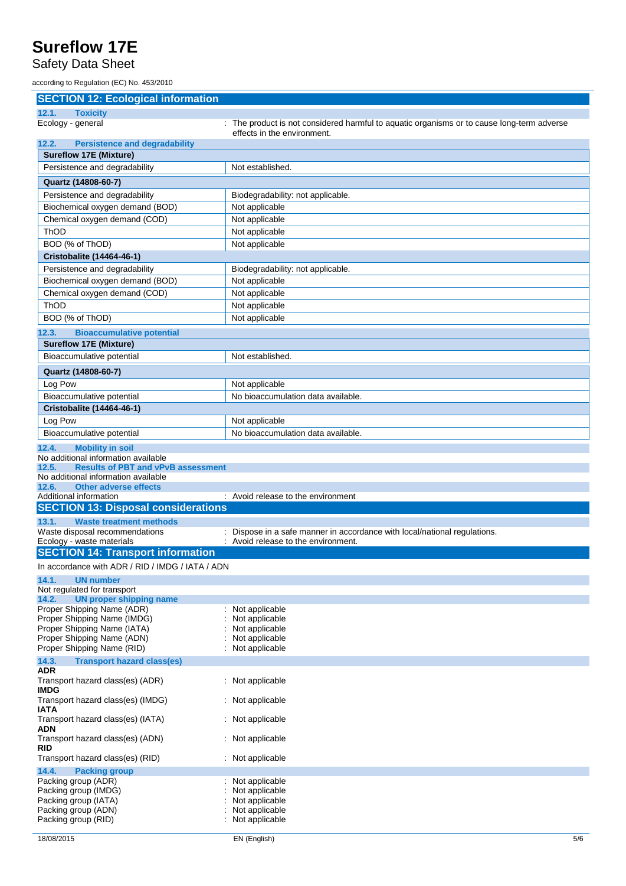## SECTION 12: Ecological information

### 12.1. Toxicity

Ecology - general : The product is not considered harmful to aquatic organisms or to cause long-term adverse effects in the environment.

### 12.2. Persistence and degradability

| **Sureflow 17E (Mixture)** | |
|---|---|
| Persistence and degradability | Not established. |

| **Quartz (14808-60-7)** | |
|---|---|
| Persistence and degradability | Biodegradability: not applicable. |
| Biochemical oxygen demand (BOD) | Not applicable |
| Chemical oxygen demand (COD) | Not applicable |
| ThOD | Not applicable |
| BOD (% of ThOD) | Not applicable |

| **Cristobalite (14464-46-1)** | |
|---|---|
| Persistence and degradability | Biodegradability: not applicable. |
| Biochemical oxygen demand (BOD) | Not applicable |
| Chemical oxygen demand (COD) | Not applicable |
| ThOD | Not applicable |
| BOD (% of ThOD) | Not applicable |

### 12.3. Bioaccumulative potential

| **Sureflow 17E (Mixture)** | |
|---|---|
| Bioaccumulative potential | Not established. |

| **Quartz (14808-60-7)** | |
|---|---|
| Log Pow | Not applicable |
| Bioaccumulative potential | No bioaccumulation data available. |

| **Cristobalite (14464-46-1)** | |
|---|---|
| Log Pow | Not applicable |
| Bioaccumulative potential | No bioaccumulation data available. |

### 12.4. Mobility in soil

No additional information available

### 12.5. Results of PBT and vPvB assessment

No additional information available

### 12.6. Other adverse effects

Additional information : Avoid release to the environment

## SECTION 13: Disposal considerations

### 13.1. Waste treatment methods

Waste disposal recommendations : Dispose in a safe manner in accordance with local/national regulations.

Ecology - waste materials : Avoid release to the environment.

## SECTION 14: Transport information

In accordance with ADR / RID / IMDG / IATA / ADN

### 14.1. UN number

Not regulated for transport

### 14.2. UN proper shipping name

Proper Shipping Name (ADR) : Not applicable

Proper Shipping Name (IMDG) : Not applicable

Proper Shipping Name (IATA) : Not applicable

Proper Shipping Name (ADN) : Not applicable

Proper Shipping Name (RID) : Not applicable

### 14.3. Transport hazard class(es)

**ADR**

Transport hazard class(es) (ADR) : Not applicable

**IMDG**

Transport hazard class(es) (IMDG) : Not applicable

**IATA**

Transport hazard class(es) (IATA) : Not applicable

**ADN**

Transport hazard class(es) (ADN) : Not applicable

**RID**

Transport hazard class(es) (RID) : Not applicable

### 14.4. Packing group

Packing group (ADR) : Not applicable

Packing group (IMDG) : Not applicable

Packing group (IATA) : Not applicable

Packing group (ADN) : Not applicable

Packing group (RID) : Not applicable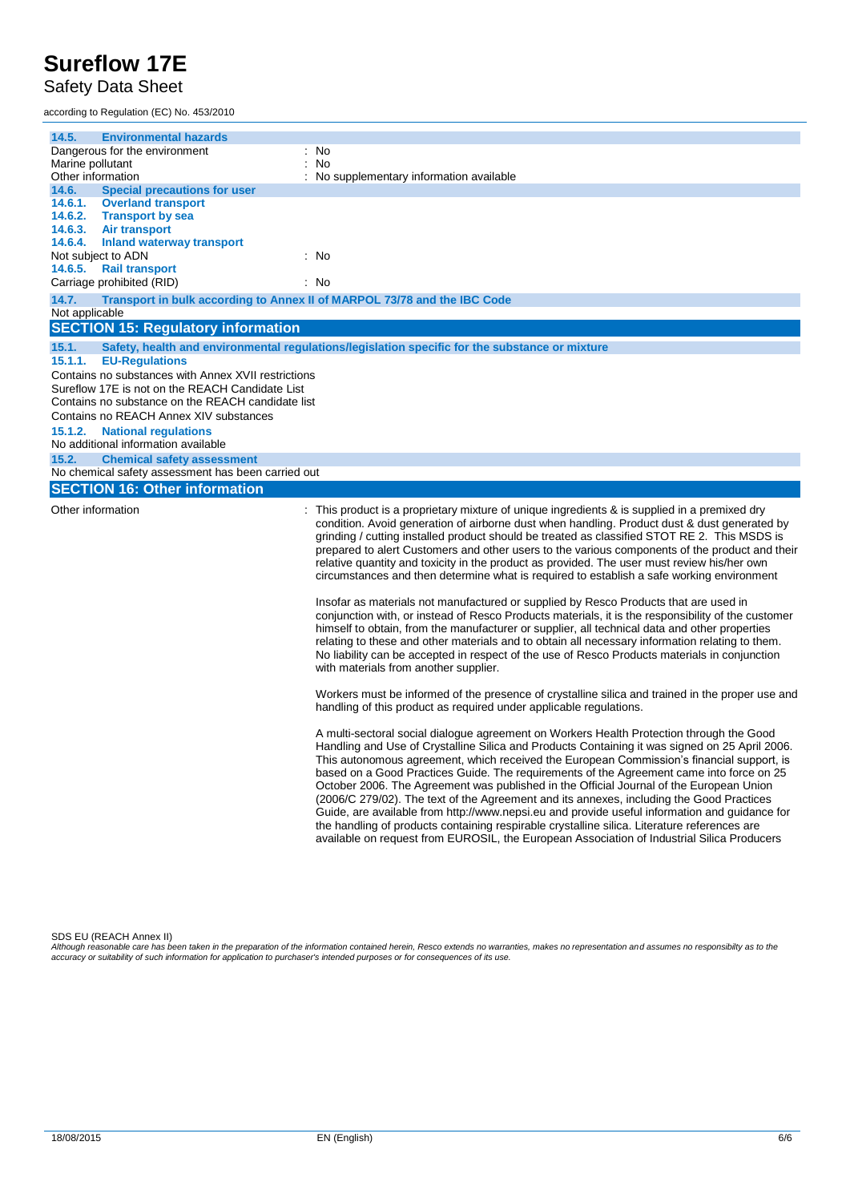#### 14.5. Environmental hazards

Dangerous for the environment : No

Marine pollutant : No

Other information : No supplementary information available

#### 14.6. Special precautions for user

##### 14.6.1. Overland transport

##### 14.6.2. Transport by sea

##### 14.6.3. Air transport

##### 14.6.4. Inland waterway transport

Not subject to ADN : No

##### 14.6.5. Rail transport

Carriage prohibited (RID) : No

#### 14.7. Transport in bulk according to Annex II of MARPOL 73/78 and the IBC Code

Not applicable

## SECTION 15: Regulatory information

#### 15.1. Safety, health and environmental regulations/legislation specific for the substance or mixture

##### 15.1.1. EU-Regulations

Contains no substances with Annex XVII restrictions

Sureflow 17E is not on the REACH Candidate List

Contains no substance on the REACH candidate list

Contains no REACH Annex XIV substances

##### 15.1.2. National regulations

No additional information available

#### 15.2. Chemical safety assessment

No chemical safety assessment has been carried out

## SECTION 16: Other information

Other information : This product is a proprietary mixture of unique ingredients & is supplied in a premixed dry condition. Avoid generation of airborne dust when handling. Product dust & dust generated by grinding / cutting installed product should be treated as classified STOT RE 2. This MSDS is prepared to alert Customers and other users to the various components of the product and their relative quantity and toxicity in the product as provided. The user must review his/her own circumstances and then determine what is required to establish a safe working environment

Insofar as materials not manufactured or supplied by Resco Products that are used in conjunction with, or instead of Resco Products materials, it is the responsibility of the customer himself to obtain, from the manufacturer or supplier, all technical data and other properties relating to these and other materials and to obtain all necessary information relating to them. No liability can be accepted in respect of the use of Resco Products materials in conjunction with materials from another supplier.

Workers must be informed of the presence of crystalline silica and trained in the proper use and handling of this product as required under applicable regulations.

A multi-sectoral social dialogue agreement on Workers Health Protection through the Good Handling and Use of Crystalline Silica and Products Containing it was signed on 25 April 2006. This autonomous agreement, which received the European Commission's financial support, is based on a Good Practices Guide. The requirements of the Agreement came into force on 25 October 2006. The Agreement was published in the Official Journal of the European Union (2006/C 279/02). The text of the Agreement and its annexes, including the Good Practices Guide, are available from http://www.nepsi.eu and provide useful information and guidance for the handling of products containing respirable crystalline silica. Literature references are available on request from EUROSIL, the European Association of Industrial Silica Producers

SDS EU (REACH Annex II)

*Although reasonable care has been taken in the preparation of the information contained herein, Resco extends no warranties, makes no representation and assumes no responsibilty as to the accuracy or suitability of such information for application to purchaser's intended purposes or for consequences of its use.*